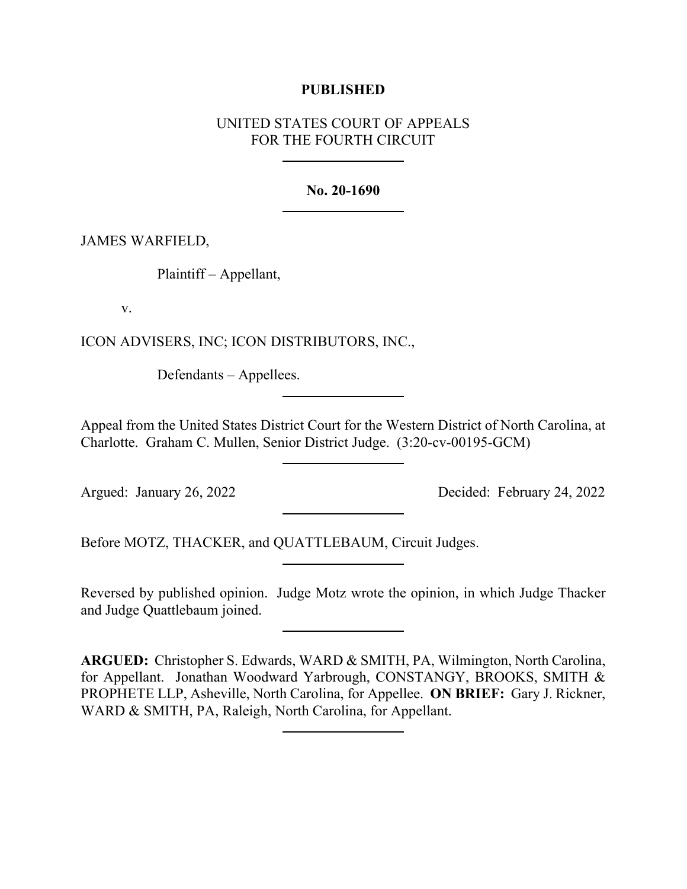**PUBLISHED**

UNITED STATES COURT OF APPEALS
FOR THE FOURTH CIRCUIT

---

**No. 20-1690**

---

JAMES WARFIELD,

Plaintiff – Appellant,

v.

ICON ADVISERS, INC; ICON DISTRIBUTORS, INC.,

Defendants – Appellees.

---

Appeal from the United States District Court for the Western District of North Carolina, at Charlotte. Graham C. Mullen, Senior District Judge. (3:20-cv-00195-GCM)

---

Argued: January 26, 2022 Decided: February 24, 2022

---

Before MOTZ, THACKER, and QUATTLEBAUM, Circuit Judges.

---

Reversed by published opinion. Judge Motz wrote the opinion, in which Judge Thacker and Judge Quattlebaum joined.

---

**ARGUED:** Christopher S. Edwards, WARD & SMITH, PA, Wilmington, North Carolina, for Appellant. Jonathan Woodward Yarbrough, CONSTANGY, BROOKS, SMITH & PROPHETE LLP, Asheville, North Carolina, for Appellee. **ON BRIEF:** Gary J. Rickner, WARD & SMITH, PA, Raleigh, North Carolina, for Appellant.

---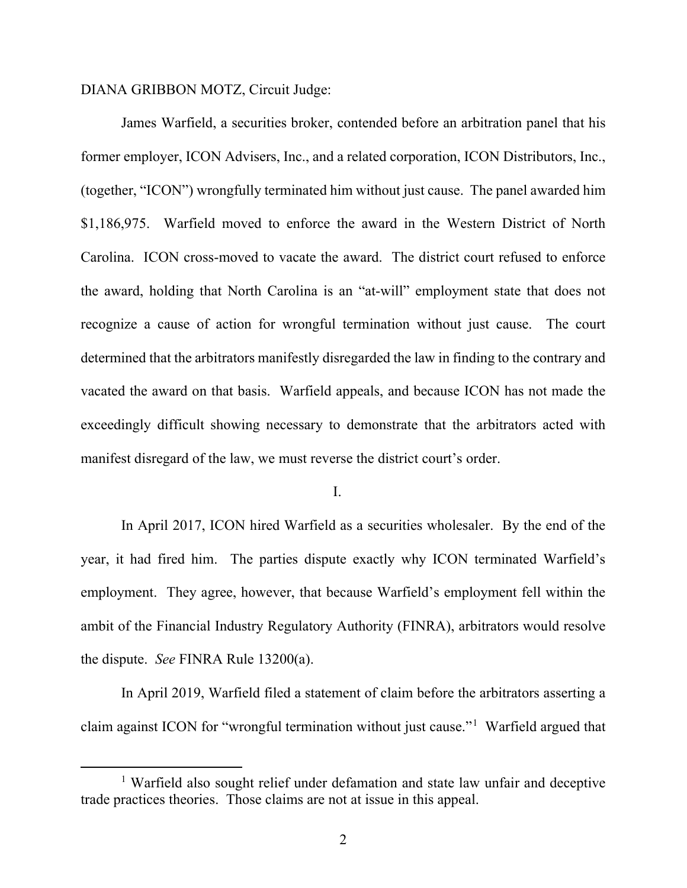DIANA GRIBBON MOTZ, Circuit Judge:

James Warfield, a securities broker, contended before an arbitration panel that his former employer, ICON Advisers, Inc., and a related corporation, ICON Distributors, Inc., (together, "ICON") wrongfully terminated him without just cause. The panel awarded him $1,186,975. Warfield moved to enforce the award in the Western District of North Carolina. ICON cross-moved to vacate the award. The district court refused to enforce the award, holding that North Carolina is an "at-will" employment state that does not recognize a cause of action for wrongful termination without just cause. The court determined that the arbitrators manifestly disregarded the law in finding to the contrary and vacated the award on that basis. Warfield appeals, and because ICON has not made the exceedingly difficult showing necessary to demonstrate that the arbitrators acted with manifest disregard of the law, we must reverse the district court's order.

I.

In April 2017, ICON hired Warfield as a securities wholesaler. By the end of the year, it had fired him. The parties dispute exactly why ICON terminated Warfield's employment. They agree, however, that because Warfield's employment fell within the ambit of the Financial Industry Regulatory Authority (FINRA), arbitrators would resolve the dispute. *See* FINRA Rule 13200(a).

In April 2019, Warfield filed a statement of claim before the arbitrators asserting a claim against ICON for "wrongful termination without just cause."[1] Warfield argued that

[1] Warfield also sought relief under defamation and state law unfair and deceptive trade practices theories. Those claims are not at issue in this appeal.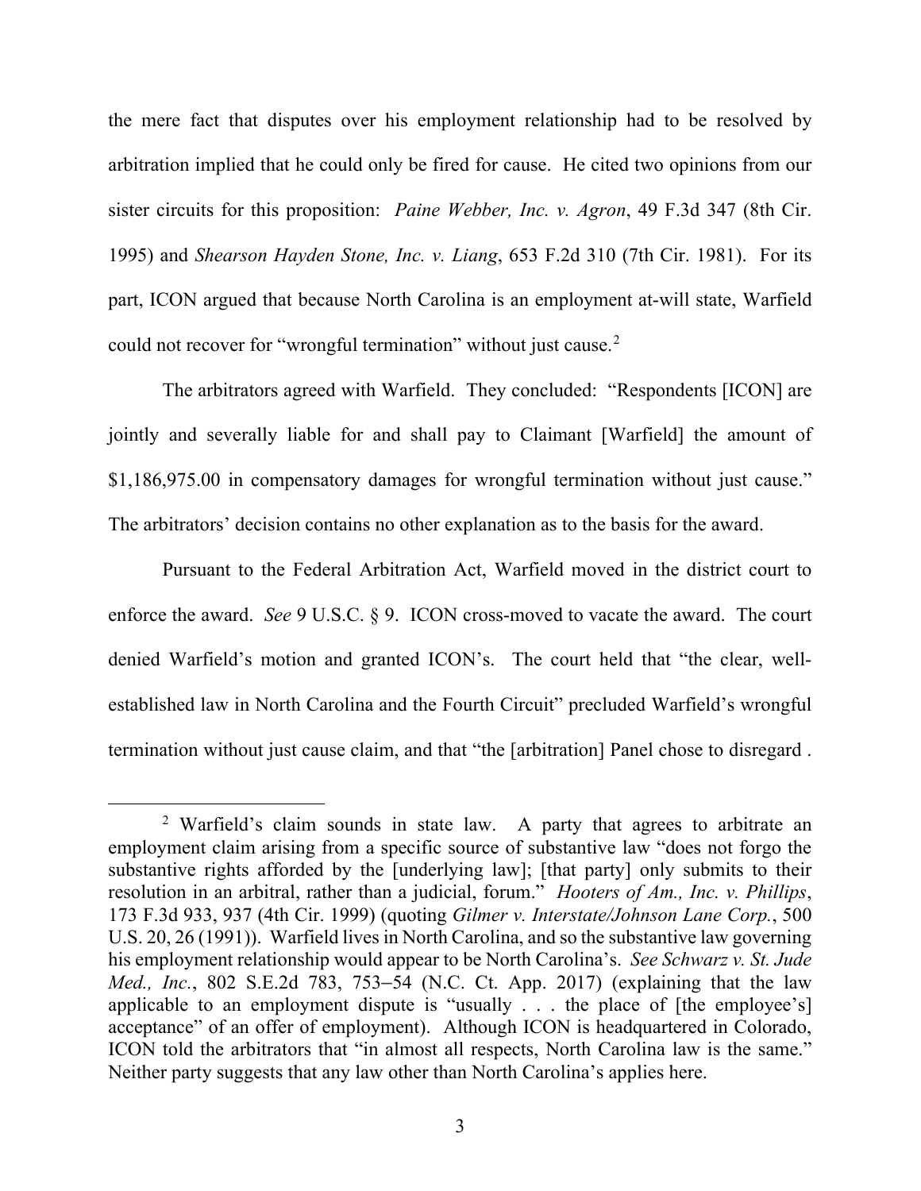the mere fact that disputes over his employment relationship had to be resolved by arbitration implied that he could only be fired for cause. He cited two opinions from our sister circuits for this proposition: *Paine Webber, Inc. v. Agron*, 49 F.3d 347 (8th Cir. 1995) and *Shearson Hayden Stone, Inc. v. Liang*, 653 F.2d 310 (7th Cir. 1981). For its part, ICON argued that because North Carolina is an employment at-will state, Warfield could not recover for "wrongful termination" without just cause.[2]

The arbitrators agreed with Warfield. They concluded: "Respondents [ICON] are jointly and severally liable for and shall pay to Claimant [Warfield] the amount of $1,186,975.00 in compensatory damages for wrongful termination without just cause." The arbitrators' decision contains no other explanation as to the basis for the award.

Pursuant to the Federal Arbitration Act, Warfield moved in the district court to enforce the award. *See* 9 U.S.C. § 9. ICON cross-moved to vacate the award. The court denied Warfield's motion and granted ICON's. The court held that "the clear, well-established law in North Carolina and the Fourth Circuit" precluded Warfield's wrongful termination without just cause claim, and that "the [arbitration] Panel chose to disregard .

---

[2] Warfield's claim sounds in state law. A party that agrees to arbitrate an employment claim arising from a specific source of substantive law "does not forgo the substantive rights afforded by the [underlying law]; [that party] only submits to their resolution in an arbitral, rather than a judicial, forum." *Hooters of Am., Inc. v. Phillips*, 173 F.3d 933, 937 (4th Cir. 1999) (quoting *Gilmer v. Interstate/Johnson Lane Corp.*, 500 U.S. 20, 26 (1991)). Warfield lives in North Carolina, and so the substantive law governing his employment relationship would appear to be North Carolina's. *See Schwarz v. St. Jude Med., Inc.*, 802 S.E.2d 783, 753–54 (N.C. Ct. App. 2017) (explaining that the law applicable to an employment dispute is "usually . . . the place of [the employee's] acceptance" of an offer of employment). Although ICON is headquartered in Colorado, ICON told the arbitrators that "in almost all respects, North Carolina law is the same." Neither party suggests that any law other than North Carolina's applies here.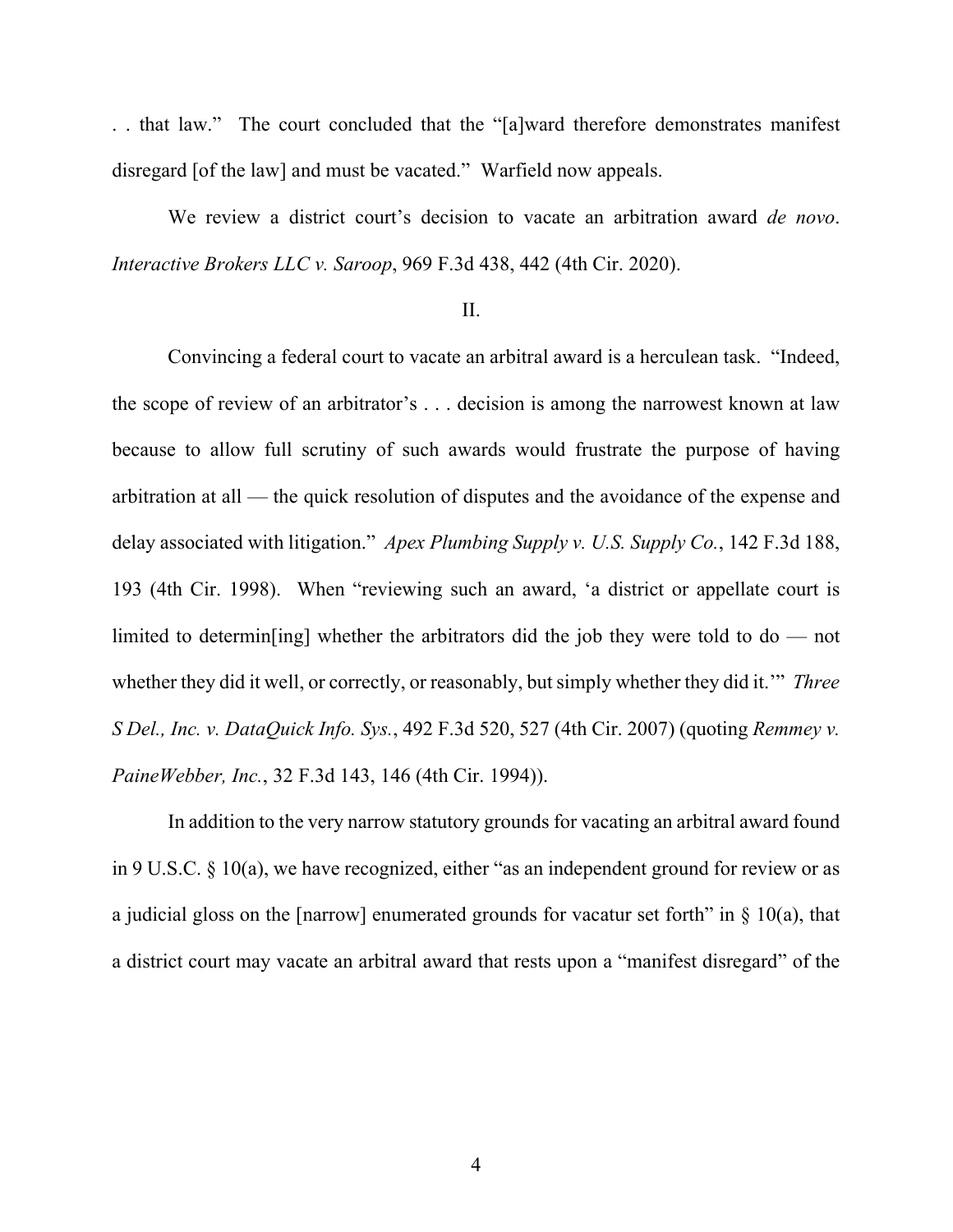. . that law." The court concluded that the "[a]ward therefore demonstrates manifest disregard [of the law] and must be vacated." Warfield now appeals.

We review a district court's decision to vacate an arbitration award *de novo*. *Interactive Brokers LLC v. Saroop*, 969 F.3d 438, 442 (4th Cir. 2020).

II.

Convincing a federal court to vacate an arbitral award is a herculean task. "Indeed, the scope of review of an arbitrator's . . . decision is among the narrowest known at law because to allow full scrutiny of such awards would frustrate the purpose of having arbitration at all — the quick resolution of disputes and the avoidance of the expense and delay associated with litigation." *Apex Plumbing Supply v. U.S. Supply Co.*, 142 F.3d 188, 193 (4th Cir. 1998). When "reviewing such an award, 'a district or appellate court is limited to determin[ing] whether the arbitrators did the job they were told to do — not whether they did it well, or correctly, or reasonably, but simply whether they did it.'" *Three S Del., Inc. v. DataQuick Info. Sys.*, 492 F.3d 520, 527 (4th Cir. 2007) (quoting *Remmey v. PaineWebber, Inc.*, 32 F.3d 143, 146 (4th Cir. 1994)).

In addition to the very narrow statutory grounds for vacating an arbitral award found in 9 U.S.C. § 10(a), we have recognized, either "as an independent ground for review or as a judicial gloss on the [narrow] enumerated grounds for vacatur set forth" in § 10(a), that a district court may vacate an arbitral award that rests upon a "manifest disregard" of the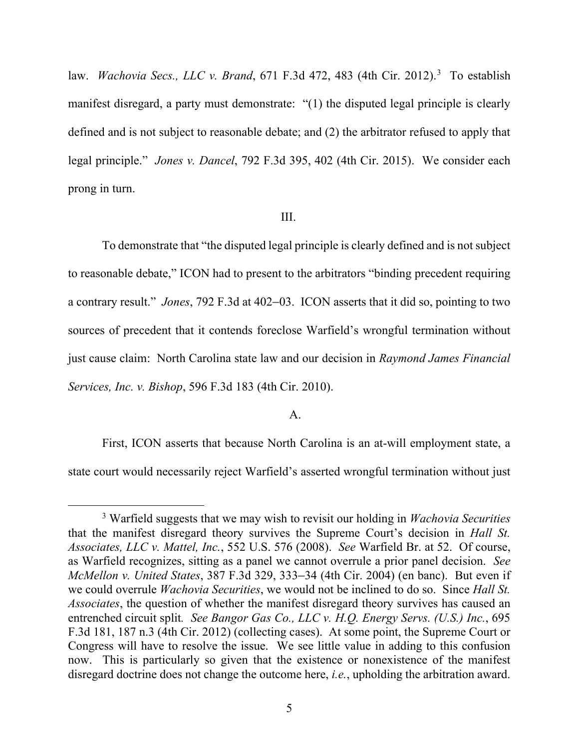law. *Wachovia Secs., LLC v. Brand*, 671 F.3d 472, 483 (4th Cir. 2012).[3] To establish manifest disregard, a party must demonstrate: "(1) the disputed legal principle is clearly defined and is not subject to reasonable debate; and (2) the arbitrator refused to apply that legal principle." *Jones v. Dancel*, 792 F.3d 395, 402 (4th Cir. 2015). We consider each prong in turn.

III.

To demonstrate that "the disputed legal principle is clearly defined and is not subject to reasonable debate," ICON had to present to the arbitrators "binding precedent requiring a contrary result." *Jones*, 792 F.3d at 402–03. ICON asserts that it did so, pointing to two sources of precedent that it contends foreclose Warfield's wrongful termination without just cause claim: North Carolina state law and our decision in *Raymond James Financial Services, Inc. v. Bishop*, 596 F.3d 183 (4th Cir. 2010).

A.

First, ICON asserts that because North Carolina is an at-will employment state, a state court would necessarily reject Warfield's asserted wrongful termination without just

---

[3] Warfield suggests that we may wish to revisit our holding in *Wachovia Securities* that the manifest disregard theory survives the Supreme Court's decision in *Hall St. Associates, LLC v. Mattel, Inc.*, 552 U.S. 576 (2008). *See* Warfield Br. at 52. Of course, as Warfield recognizes, sitting as a panel we cannot overrule a prior panel decision. *See McMellon v. United States*, 387 F.3d 329, 333–34 (4th Cir. 2004) (en banc). But even if we could overrule *Wachovia Securities*, we would not be inclined to do so. Since *Hall St. Associates*, the question of whether the manifest disregard theory survives has caused an entrenched circuit split. *See Bangor Gas Co., LLC v. H.Q. Energy Servs. (U.S.) Inc.*, 695 F.3d 181, 187 n.3 (4th Cir. 2012) (collecting cases). At some point, the Supreme Court or Congress will have to resolve the issue. We see little value in adding to this confusion now. This is particularly so given that the existence or nonexistence of the manifest disregard doctrine does not change the outcome here, *i.e.*, upholding the arbitration award.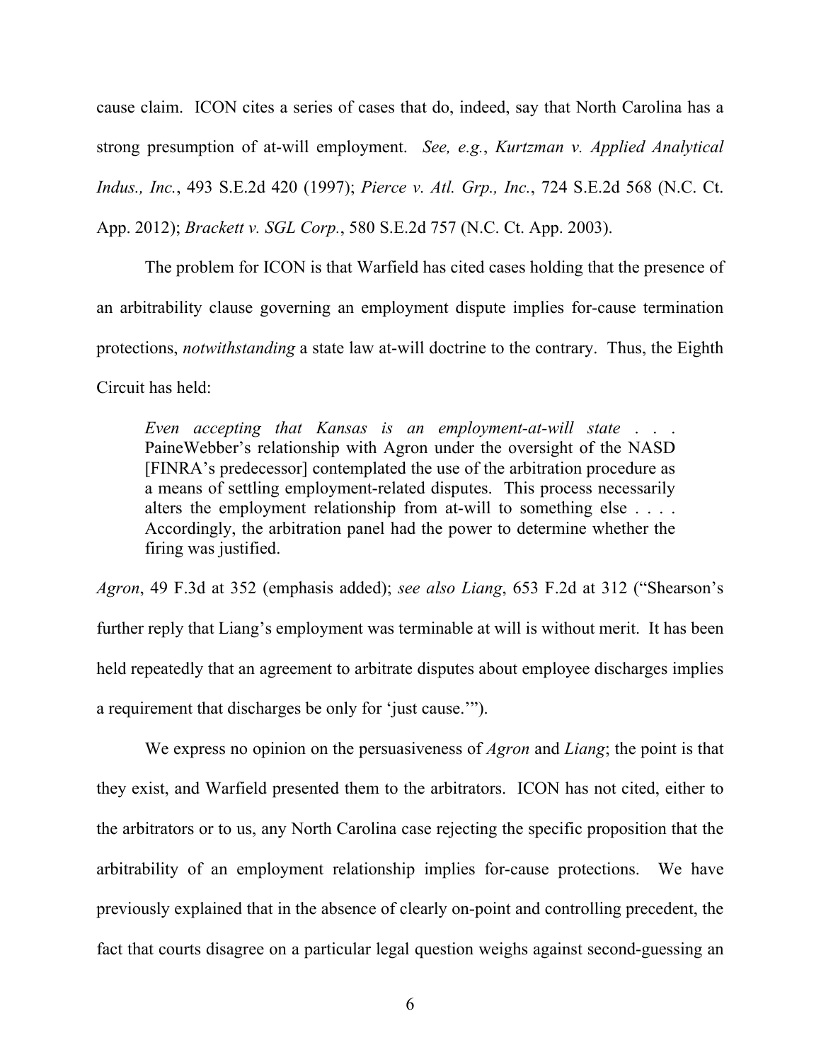cause claim. ICON cites a series of cases that do, indeed, say that North Carolina has a strong presumption of at-will employment. *See, e.g.*, *Kurtzman v. Applied Analytical Indus., Inc.*, 493 S.E.2d 420 (1997); *Pierce v. Atl. Grp., Inc.*, 724 S.E.2d 568 (N.C. Ct. App. 2012); *Brackett v. SGL Corp.*, 580 S.E.2d 757 (N.C. Ct. App. 2003).

The problem for ICON is that Warfield has cited cases holding that the presence of an arbitrability clause governing an employment dispute implies for-cause termination protections, *notwithstanding* a state law at-will doctrine to the contrary. Thus, the Eighth Circuit has held:

> *Even accepting that Kansas is an employment-at-will state* . . . PaineWebber's relationship with Agron under the oversight of the NASD [FINRA's predecessor] contemplated the use of the arbitration procedure as a means of settling employment-related disputes. This process necessarily alters the employment relationship from at-will to something else . . . . Accordingly, the arbitration panel had the power to determine whether the firing was justified.

*Agron*, 49 F.3d at 352 (emphasis added); *see also Liang*, 653 F.2d at 312 ("Shearson's further reply that Liang's employment was terminable at will is without merit. It has been held repeatedly that an agreement to arbitrate disputes about employee discharges implies a requirement that discharges be only for 'just cause.'").

We express no opinion on the persuasiveness of *Agron* and *Liang*; the point is that they exist, and Warfield presented them to the arbitrators. ICON has not cited, either to the arbitrators or to us, any North Carolina case rejecting the specific proposition that the arbitrability of an employment relationship implies for-cause protections. We have previously explained that in the absence of clearly on-point and controlling precedent, the fact that courts disagree on a particular legal question weighs against second-guessing an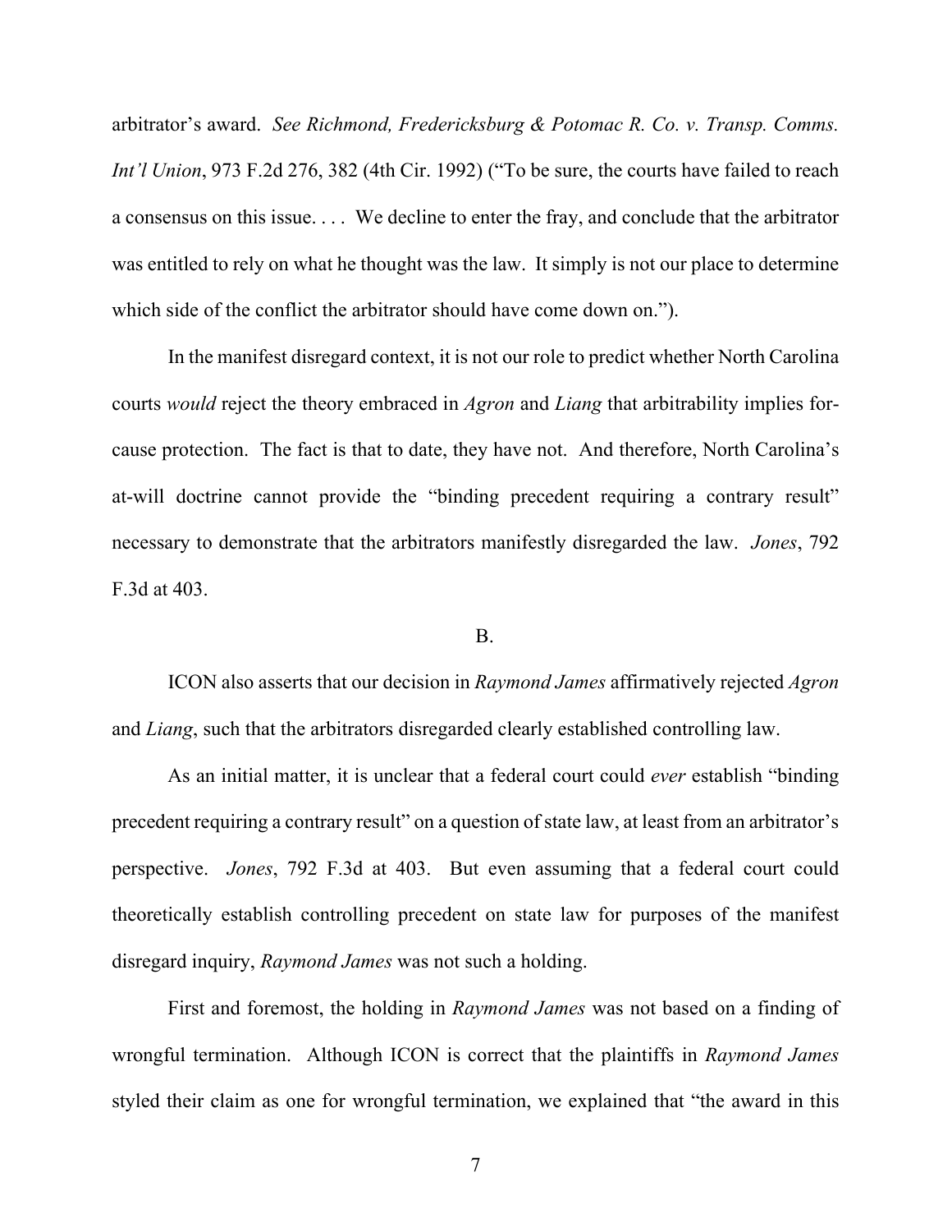arbitrator's award. *See Richmond, Fredericksburg & Potomac R. Co. v. Transp. Comms. Int'l Union*, 973 F.2d 276, 382 (4th Cir. 1992) ("To be sure, the courts have failed to reach a consensus on this issue. . . . We decline to enter the fray, and conclude that the arbitrator was entitled to rely on what he thought was the law. It simply is not our place to determine which side of the conflict the arbitrator should have come down on.").

In the manifest disregard context, it is not our role to predict whether North Carolina courts *would* reject the theory embraced in *Agron* and *Liang* that arbitrability implies for-cause protection. The fact is that to date, they have not. And therefore, North Carolina's at-will doctrine cannot provide the "binding precedent requiring a contrary result" necessary to demonstrate that the arbitrators manifestly disregarded the law. *Jones*, 792 F.3d at 403.

B.

ICON also asserts that our decision in *Raymond James* affirmatively rejected *Agron* and *Liang*, such that the arbitrators disregarded clearly established controlling law.

As an initial matter, it is unclear that a federal court could *ever* establish "binding precedent requiring a contrary result" on a question of state law, at least from an arbitrator's perspective. *Jones*, 792 F.3d at 403. But even assuming that a federal court could theoretically establish controlling precedent on state law for purposes of the manifest disregard inquiry, *Raymond James* was not such a holding.

First and foremost, the holding in *Raymond James* was not based on a finding of wrongful termination. Although ICON is correct that the plaintiffs in *Raymond James* styled their claim as one for wrongful termination, we explained that "the award in this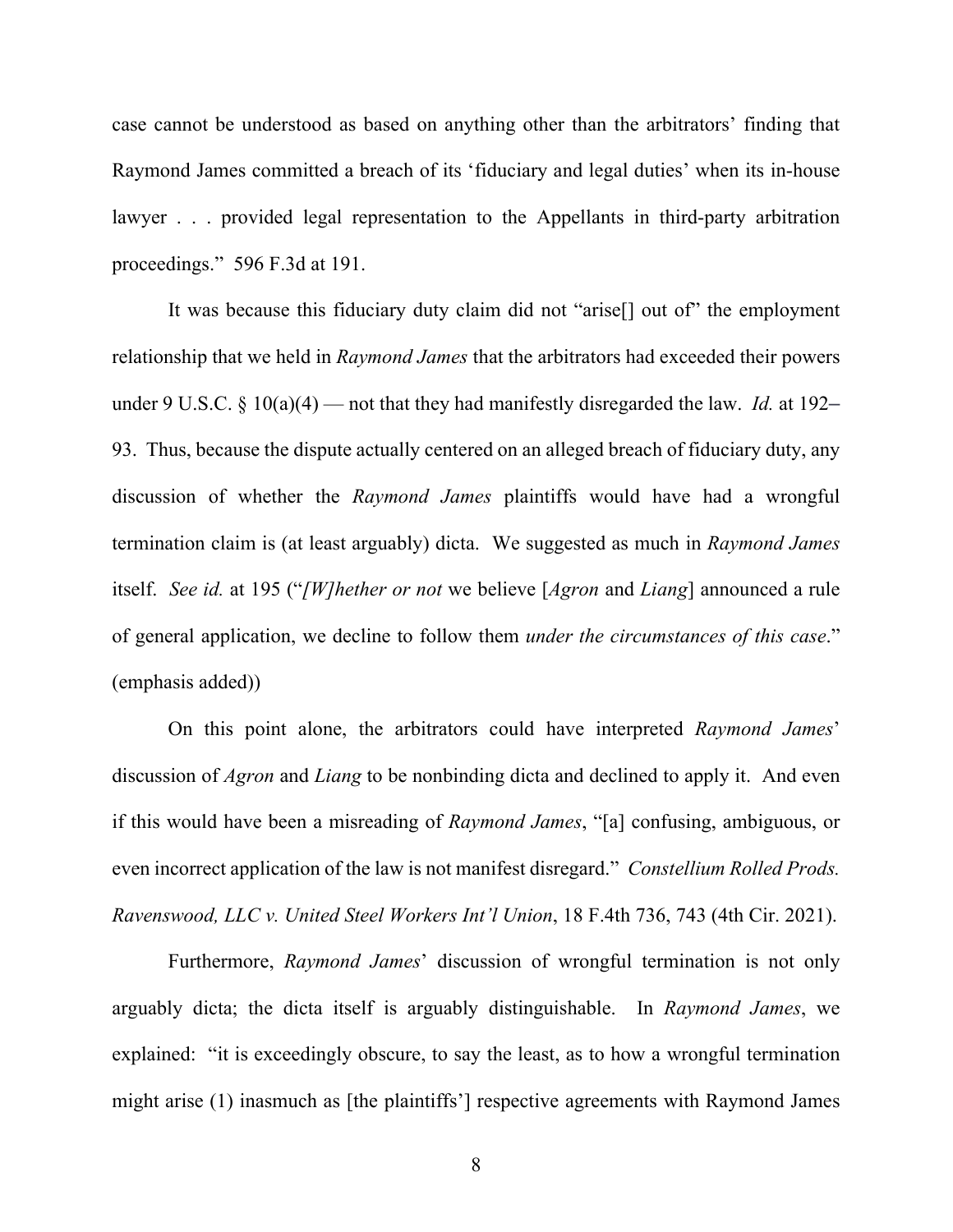case cannot be understood as based on anything other than the arbitrators' finding that Raymond James committed a breach of its 'fiduciary and legal duties' when its in-house lawyer . . . provided legal representation to the Appellants in third-party arbitration proceedings." 596 F.3d at 191.

It was because this fiduciary duty claim did not "arise[] out of" the employment relationship that we held in *Raymond James* that the arbitrators had exceeded their powers under 9 U.S.C. § 10(a)(4) — not that they had manifestly disregarded the law. *Id.* at 192–93. Thus, because the dispute actually centered on an alleged breach of fiduciary duty, any discussion of whether the *Raymond James* plaintiffs would have had a wrongful termination claim is (at least arguably) dicta. We suggested as much in *Raymond James* itself. *See id.* at 195 ("*[W]hether or not* we believe [*Agron* and *Liang*] announced a rule of general application, we decline to follow them *under the circumstances of this case*." (emphasis added))

On this point alone, the arbitrators could have interpreted *Raymond James*' discussion of *Agron* and *Liang* to be nonbinding dicta and declined to apply it. And even if this would have been a misreading of *Raymond James*, "[a] confusing, ambiguous, or even incorrect application of the law is not manifest disregard." *Constellium Rolled Prods. Ravenswood, LLC v. United Steel Workers Int'l Union*, 18 F.4th 736, 743 (4th Cir. 2021).

Furthermore, *Raymond James*' discussion of wrongful termination is not only arguably dicta; the dicta itself is arguably distinguishable. In *Raymond James*, we explained: "it is exceedingly obscure, to say the least, as to how a wrongful termination might arise (1) inasmuch as [the plaintiffs'] respective agreements with Raymond James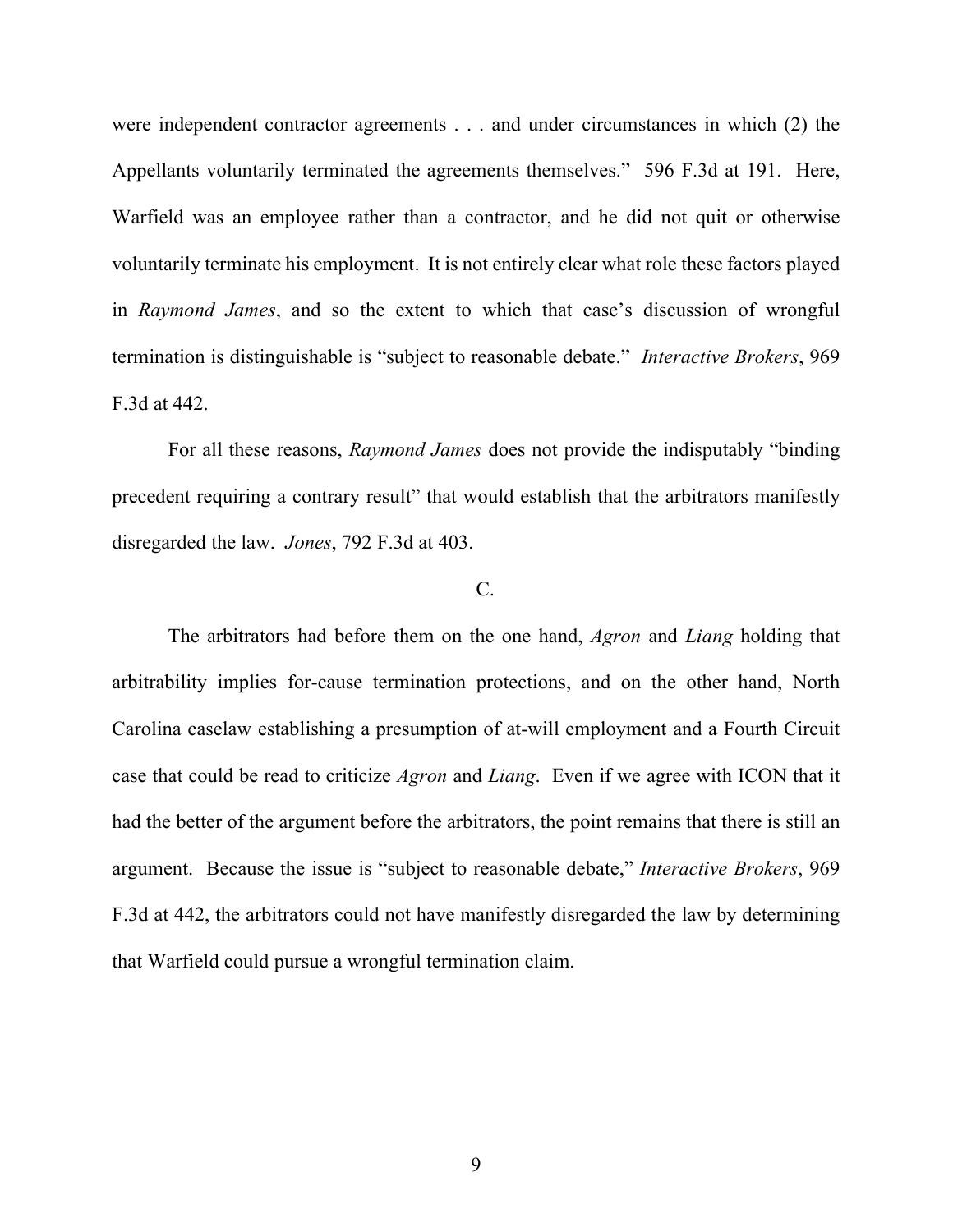were independent contractor agreements . . . and under circumstances in which (2) the Appellants voluntarily terminated the agreements themselves." 596 F.3d at 191. Here, Warfield was an employee rather than a contractor, and he did not quit or otherwise voluntarily terminate his employment. It is not entirely clear what role these factors played in *Raymond James*, and so the extent to which that case's discussion of wrongful termination is distinguishable is "subject to reasonable debate." *Interactive Brokers*, 969 F.3d at 442.

For all these reasons, *Raymond James* does not provide the indisputably "binding precedent requiring a contrary result" that would establish that the arbitrators manifestly disregarded the law. *Jones*, 792 F.3d at 403.

C.

The arbitrators had before them on the one hand, *Agron* and *Liang* holding that arbitrability implies for-cause termination protections, and on the other hand, North Carolina caselaw establishing a presumption of at-will employment and a Fourth Circuit case that could be read to criticize *Agron* and *Liang*. Even if we agree with ICON that it had the better of the argument before the arbitrators, the point remains that there is still an argument. Because the issue is "subject to reasonable debate," *Interactive Brokers*, 969 F.3d at 442, the arbitrators could not have manifestly disregarded the law by determining that Warfield could pursue a wrongful termination claim.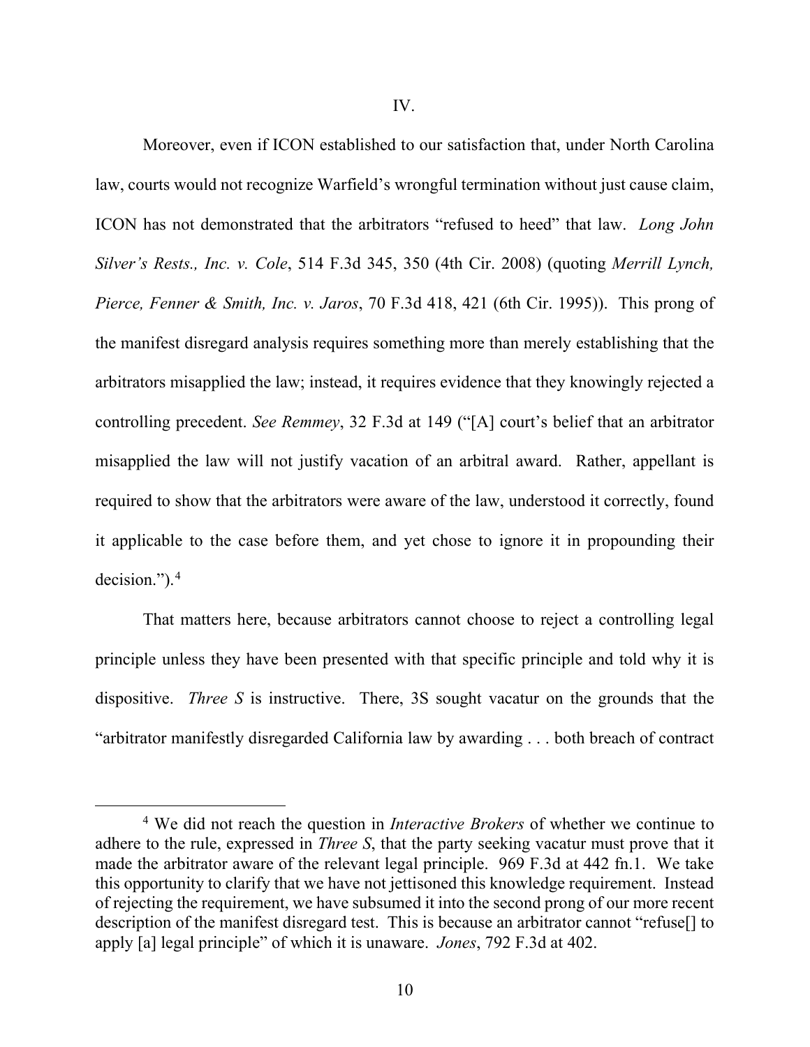IV.

Moreover, even if ICON established to our satisfaction that, under North Carolina law, courts would not recognize Warfield's wrongful termination without just cause claim, ICON has not demonstrated that the arbitrators "refused to heed" that law. *Long John Silver's Rests., Inc. v. Cole*, 514 F.3d 345, 350 (4th Cir. 2008) (quoting *Merrill Lynch, Pierce, Fenner & Smith, Inc. v. Jaros*, 70 F.3d 418, 421 (6th Cir. 1995)). This prong of the manifest disregard analysis requires something more than merely establishing that the arbitrators misapplied the law; instead, it requires evidence that they knowingly rejected a controlling precedent. *See Remmey*, 32 F.3d at 149 ("[A] court's belief that an arbitrator misapplied the law will not justify vacation of an arbitral award. Rather, appellant is required to show that the arbitrators were aware of the law, understood it correctly, found it applicable to the case before them, and yet chose to ignore it in propounding their decision.").[4]

That matters here, because arbitrators cannot choose to reject a controlling legal principle unless they have been presented with that specific principle and told why it is dispositive. *Three S* is instructive. There, 3S sought vacatur on the grounds that the "arbitrator manifestly disregarded California law by awarding . . . both breach of contract

[4] We did not reach the question in *Interactive Brokers* of whether we continue to adhere to the rule, expressed in *Three S*, that the party seeking vacatur must prove that it made the arbitrator aware of the relevant legal principle. 969 F.3d at 442 fn.1. We take this opportunity to clarify that we have not jettisoned this knowledge requirement. Instead of rejecting the requirement, we have subsumed it into the second prong of our more recent description of the manifest disregard test. This is because an arbitrator cannot "refuse[] to apply [a] legal principle" of which it is unaware. *Jones*, 792 F.3d at 402.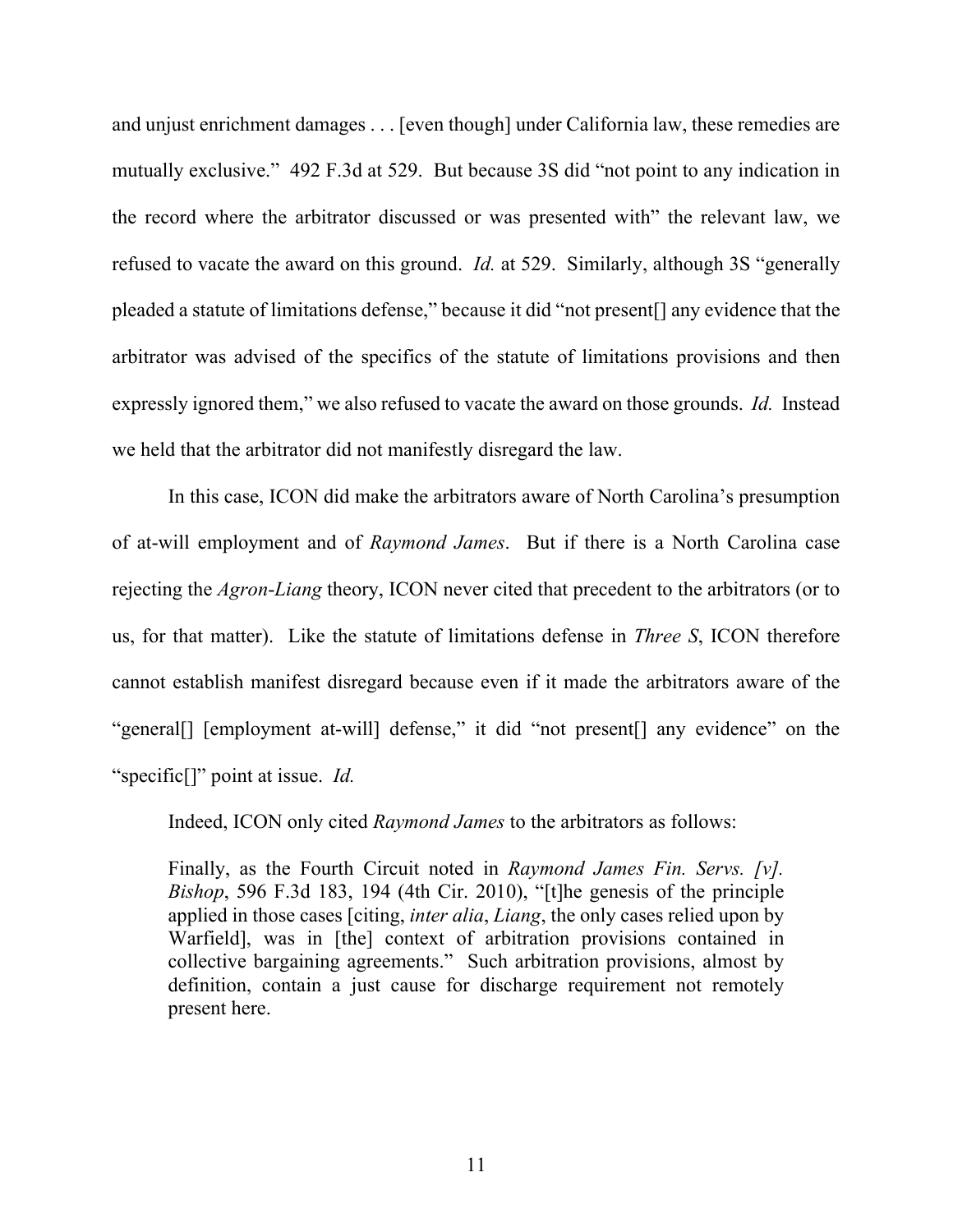and unjust enrichment damages . . . [even though] under California law, these remedies are mutually exclusive." 492 F.3d at 529. But because 3S did "not point to any indication in the record where the arbitrator discussed or was presented with" the relevant law, we refused to vacate the award on this ground. *Id.* at 529. Similarly, although 3S "generally pleaded a statute of limitations defense," because it did "not present[] any evidence that the arbitrator was advised of the specifics of the statute of limitations provisions and then expressly ignored them," we also refused to vacate the award on those grounds. *Id.* Instead we held that the arbitrator did not manifestly disregard the law.

In this case, ICON did make the arbitrators aware of North Carolina's presumption of at-will employment and of *Raymond James*. But if there is a North Carolina case rejecting the *Agron-Liang* theory, ICON never cited that precedent to the arbitrators (or to us, for that matter). Like the statute of limitations defense in *Three S*, ICON therefore cannot establish manifest disregard because even if it made the arbitrators aware of the "general[] [employment at-will] defense," it did "not present[] any evidence" on the "specific[]" point at issue. *Id.*

Indeed, ICON only cited *Raymond James* to the arbitrators as follows:

> Finally, as the Fourth Circuit noted in *Raymond James Fin. Servs. [v]. Bishop*, 596 F.3d 183, 194 (4th Cir. 2010), "[t]he genesis of the principle applied in those cases [citing, *inter alia*, *Liang*, the only cases relied upon by Warfield], was in [the] context of arbitration provisions contained in collective bargaining agreements." Such arbitration provisions, almost by definition, contain a just cause for discharge requirement not remotely present here.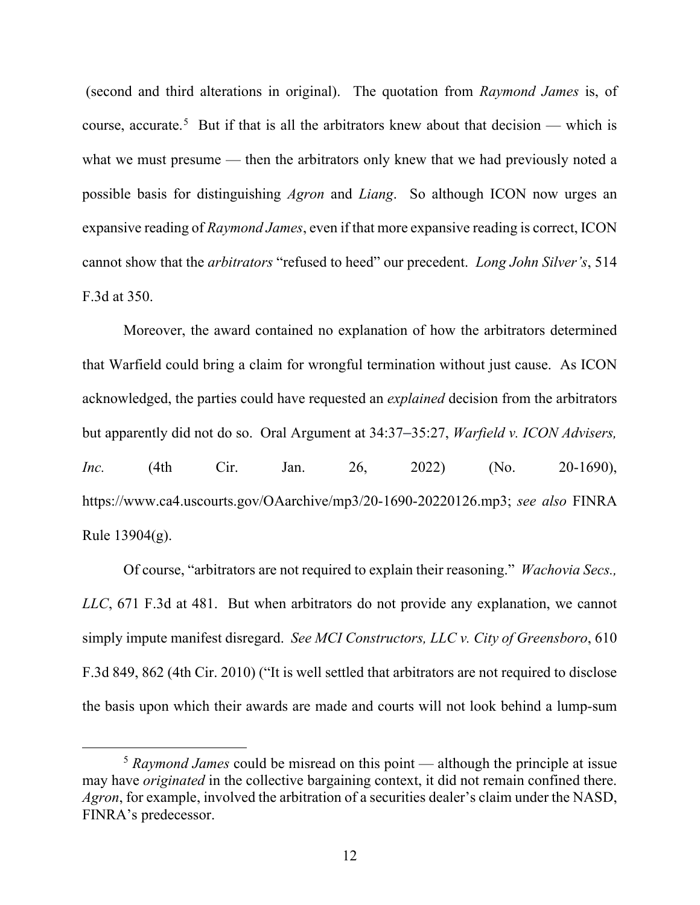(second and third alterations in original). The quotation from *Raymond James* is, of course, accurate.[5] But if that is all the arbitrators knew about that decision — which is what we must presume — then the arbitrators only knew that we had previously noted a possible basis for distinguishing *Agron* and *Liang*. So although ICON now urges an expansive reading of *Raymond James*, even if that more expansive reading is correct, ICON cannot show that the *arbitrators* "refused to heed" our precedent. *Long John Silver's*, 514 F.3d at 350.

Moreover, the award contained no explanation of how the arbitrators determined that Warfield could bring a claim for wrongful termination without just cause. As ICON acknowledged, the parties could have requested an *explained* decision from the arbitrators but apparently did not do so. Oral Argument at 34:37–35:27, *Warfield v. ICON Advisers, Inc.* (4th Cir. Jan. 26, 2022) (No. 20-1690), https://www.ca4.uscourts.gov/OAarchive/mp3/20-1690-20220126.mp3; *see also* FINRA Rule 13904(g).

Of course, "arbitrators are not required to explain their reasoning." *Wachovia Secs., LLC*, 671 F.3d at 481. But when arbitrators do not provide any explanation, we cannot simply impute manifest disregard. *See MCI Constructors, LLC v. City of Greensboro*, 610 F.3d 849, 862 (4th Cir. 2010) ("It is well settled that arbitrators are not required to disclose the basis upon which their awards are made and courts will not look behind a lump-sum

[5] *Raymond James* could be misread on this point — although the principle at issue may have *originated* in the collective bargaining context, it did not remain confined there. *Agron*, for example, involved the arbitration of a securities dealer's claim under the NASD, FINRA's predecessor.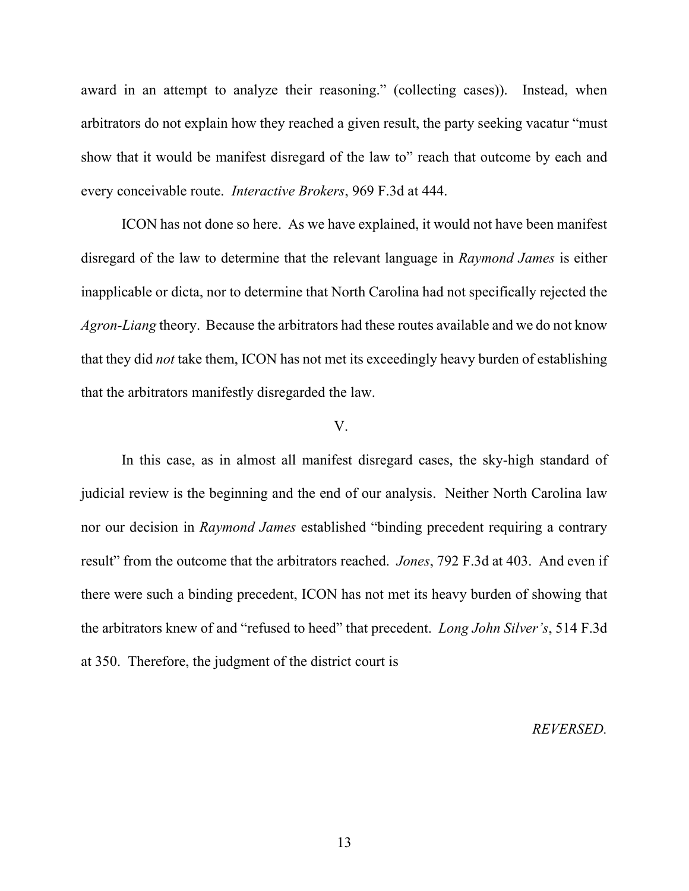award in an attempt to analyze their reasoning." (collecting cases)). Instead, when arbitrators do not explain how they reached a given result, the party seeking vacatur "must show that it would be manifest disregard of the law to" reach that outcome by each and every conceivable route. *Interactive Brokers*, 969 F.3d at 444.

ICON has not done so here. As we have explained, it would not have been manifest disregard of the law to determine that the relevant language in *Raymond James* is either inapplicable or dicta, nor to determine that North Carolina had not specifically rejected the *Agron-Liang* theory. Because the arbitrators had these routes available and we do not know that they did *not* take them, ICON has not met its exceedingly heavy burden of establishing that the arbitrators manifestly disregarded the law.

## V.

In this case, as in almost all manifest disregard cases, the sky-high standard of judicial review is the beginning and the end of our analysis. Neither North Carolina law nor our decision in *Raymond James* established "binding precedent requiring a contrary result" from the outcome that the arbitrators reached. *Jones*, 792 F.3d at 403. And even if there were such a binding precedent, ICON has not met its heavy burden of showing that the arbitrators knew of and "refused to heed" that precedent. *Long John Silver's*, 514 F.3d at 350. Therefore, the judgment of the district court is

*REVERSED.*